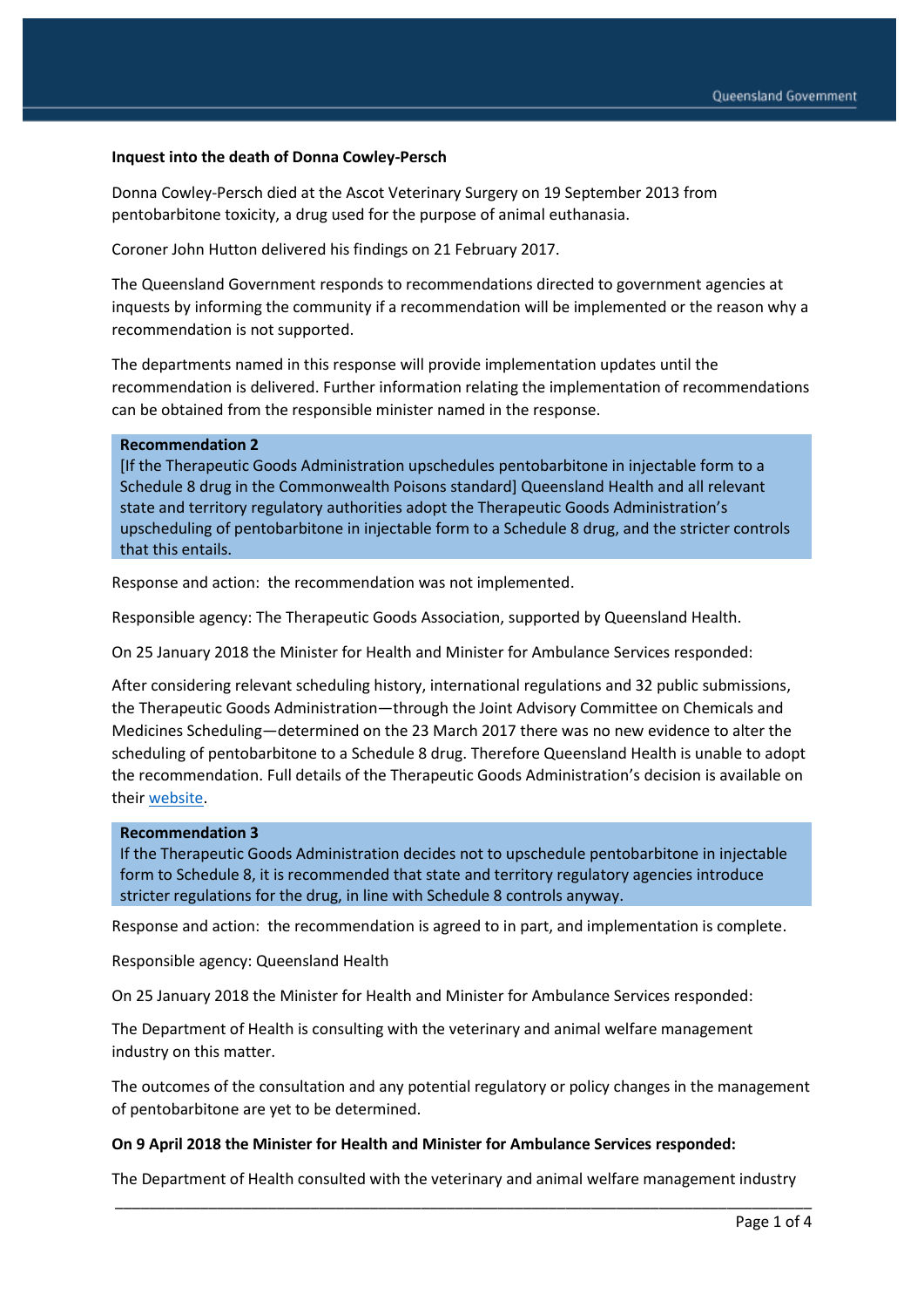**Inquest into the death of Donna Cowley-Persch**

Donna Cowley-Persch died at the Ascot Veterinary Surgery on 19 September 2013 from pentobarbitone toxicity, a drug used for the purpose of animal euthanasia.

Coroner John Hutton delivered his findings on 21 February 2017.

The Queensland Government responds to recommendations directed to government agencies at inquests by informing the community if a recommendation will be implemented or the reason why a recommendation is not supported.

The departments named in this response will provide implementation updates until the recommendation is delivered. Further information relating the implementation of recommendations can be obtained from the responsible minister named in the response.

**Recommendation 2**

[If the Therapeutic Goods Administration upschedules pentobarbitone in injectable form to a Schedule 8 drug in the Commonwealth Poisons standard] Queensland Health and all relevant state and territory regulatory authorities adopt the Therapeutic Goods Administration's upscheduling of pentobarbitone in injectable form to a Schedule 8 drug, and the stricter controls that this entails.

Response and action: the recommendation was not implemented.

Responsible agency: The Therapeutic Goods Association, supported by Queensland Health.

On 25 January 2018 the Minister for Health and Minister for Ambulance Services responded:

After considering relevant scheduling history, international regulations and 32 public submissions, the Therapeutic Goods Administration—through the Joint Advisory Committee on Chemicals and Medicines Scheduling—determined on the 23 March 2017 there was no new evidence to alter the scheduling of pentobarbitone to a Schedule 8 drug. Therefore Queensland Health is unable to adopt the recommendation. Full details of the Therapeutic Goods Administration's decision is available on their website.

**Recommendation 3**

If the Therapeutic Goods Administration decides not to upschedule pentobarbitone in injectable form to Schedule 8, it is recommended that state and territory regulatory agencies introduce stricter regulations for the drug, in line with Schedule 8 controls anyway.

Response and action: the recommendation is agreed to in part, and implementation is complete.

Responsible agency: Queensland Health

On 25 January 2018 the Minister for Health and Minister for Ambulance Services responded:

The Department of Health is consulting with the veterinary and animal welfare management industry on this matter.

The outcomes of the consultation and any potential regulatory or policy changes in the management of pentobarbitone are yet to be determined.

**On 9 April 2018 the Minister for Health and Minister for Ambulance Services responded:**

The Department of Health consulted with the veterinary and animal welfare management industry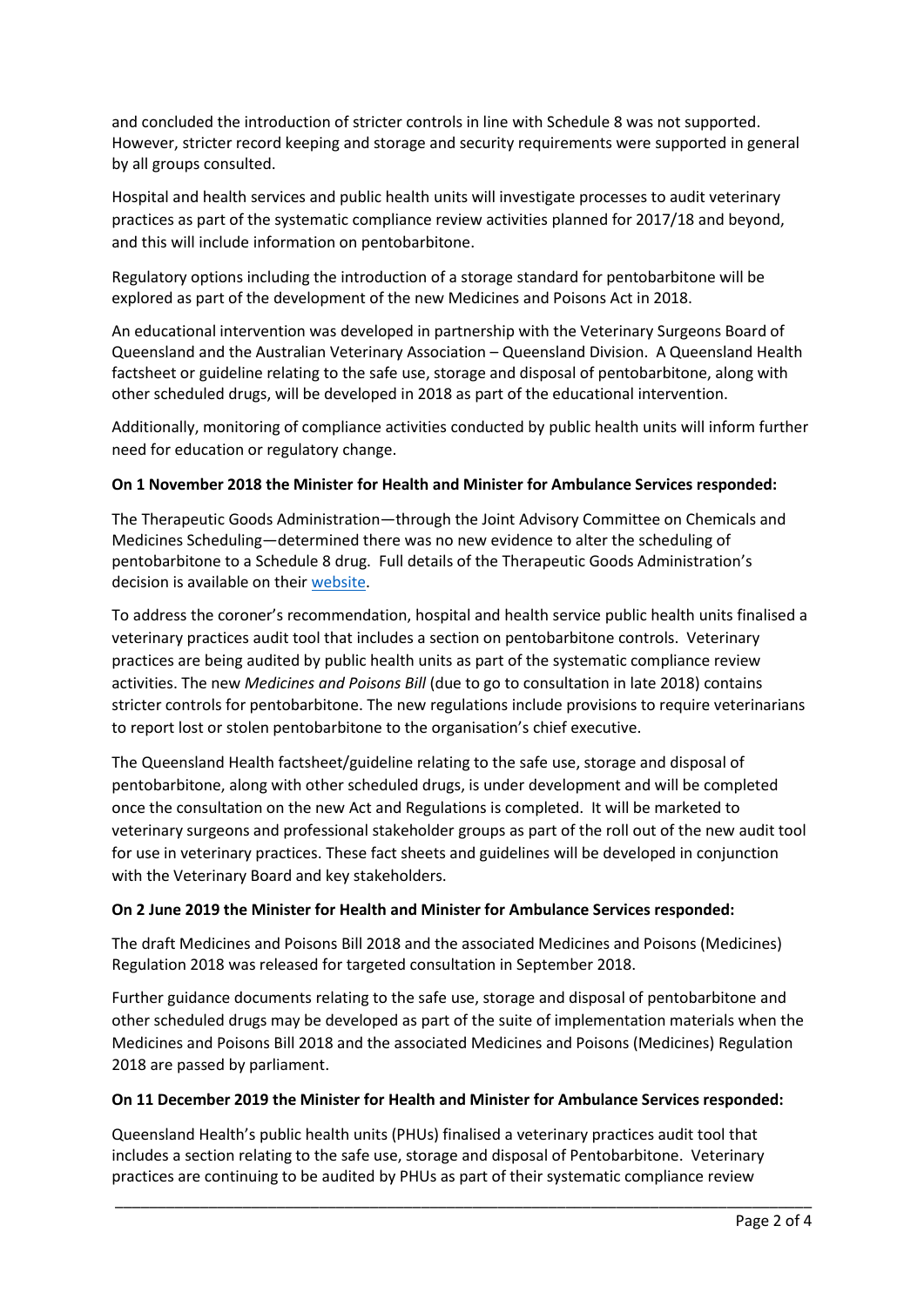and concluded the introduction of stricter controls in line with Schedule 8 was not supported. However, stricter record keeping and storage and security requirements were supported in general by all groups consulted.

Hospital and health services and public health units will investigate processes to audit veterinary practices as part of the systematic compliance review activities planned for 2017/18 and beyond, and this will include information on pentobarbitone.

Regulatory options including the introduction of a storage standard for pentobarbitone will be explored as part of the development of the new Medicines and Poisons Act in 2018.

An educational intervention was developed in partnership with the Veterinary Surgeons Board of Queensland and the Australian Veterinary Association – Queensland Division. A Queensland Health factsheet or guideline relating to the safe use, storage and disposal of pentobarbitone, along with other scheduled drugs, will be developed in 2018 as part of the educational intervention.

Additionally, monitoring of compliance activities conducted by public health units will inform further need for education or regulatory change.

**On 1 November 2018 the Minister for Health and Minister for Ambulance Services responded:**

The Therapeutic Goods Administration—through the Joint Advisory Committee on Chemicals and Medicines Scheduling—determined there was no new evidence to alter the scheduling of pentobarbitone to a Schedule 8 drug. Full details of the Therapeutic Goods Administration's decision is available on their website.

To address the coroner's recommendation, hospital and health service public health units finalised a veterinary practices audit tool that includes a section on pentobarbitone controls. Veterinary practices are being audited by public health units as part of the systematic compliance review activities. The new *Medicines and Poisons Bill* (due to go to consultation in late 2018) contains stricter controls for pentobarbitone. The new regulations include provisions to require veterinarians to report lost or stolen pentobarbitone to the organisation's chief executive.

The Queensland Health factsheet/guideline relating to the safe use, storage and disposal of pentobarbitone, along with other scheduled drugs, is under development and will be completed once the consultation on the new Act and Regulations is completed. It will be marketed to veterinary surgeons and professional stakeholder groups as part of the roll out of the new audit tool for use in veterinary practices. These fact sheets and guidelines will be developed in conjunction with the Veterinary Board and key stakeholders.

**On 2 June 2019 the Minister for Health and Minister for Ambulance Services responded:**

The draft Medicines and Poisons Bill 2018 and the associated Medicines and Poisons (Medicines) Regulation 2018 was released for targeted consultation in September 2018.

Further guidance documents relating to the safe use, storage and disposal of pentobarbitone and other scheduled drugs may be developed as part of the suite of implementation materials when the Medicines and Poisons Bill 2018 and the associated Medicines and Poisons (Medicines) Regulation 2018 are passed by parliament.

**On 11 December 2019 the Minister for Health and Minister for Ambulance Services responded:**

Queensland Health's public health units (PHUs) finalised a veterinary practices audit tool that includes a section relating to the safe use, storage and disposal of Pentobarbitone. Veterinary practices are continuing to be audited by PHUs as part of their systematic compliance review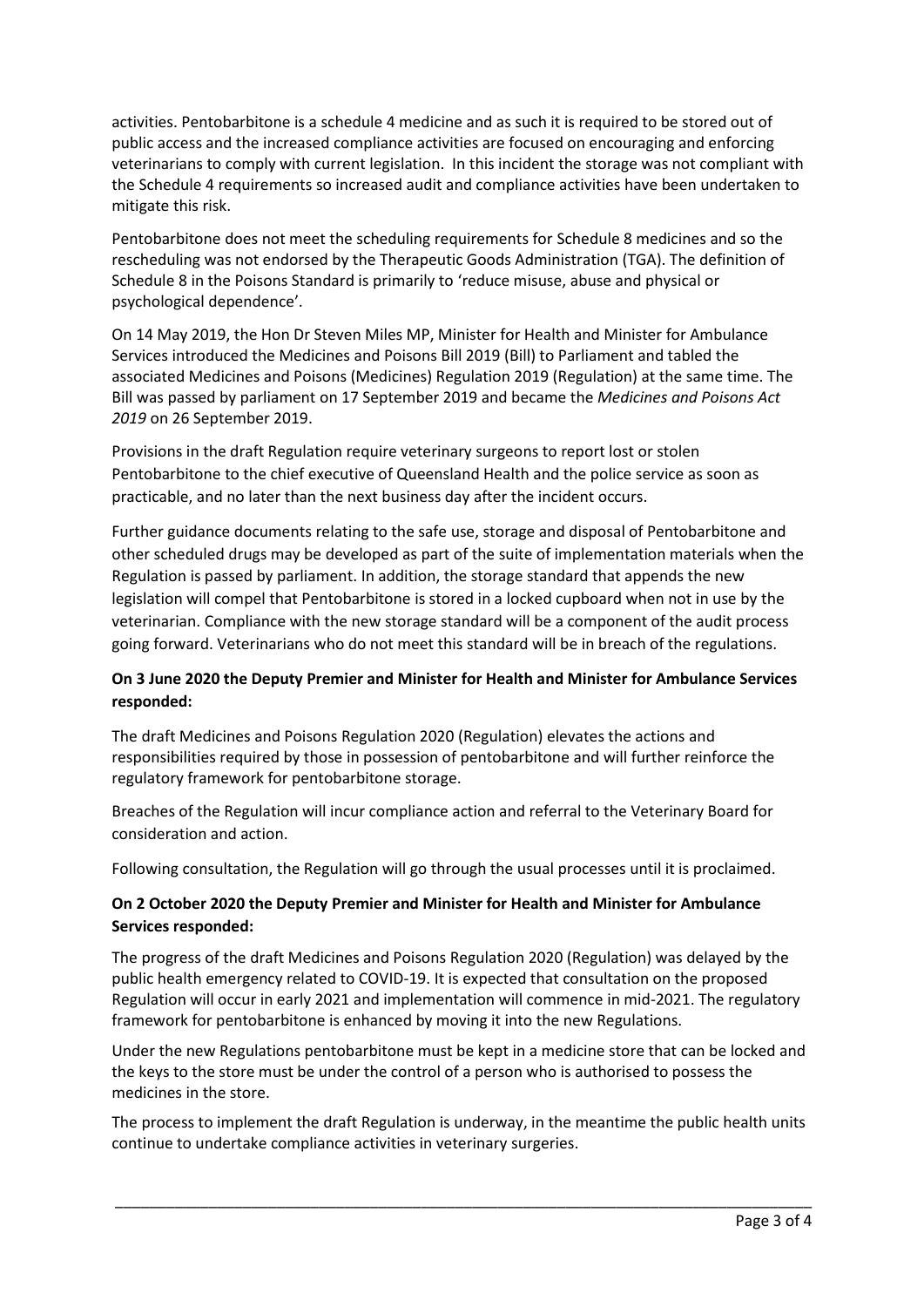activities. Pentobarbitone is a schedule 4 medicine and as such it is required to be stored out of public access and the increased compliance activities are focused on encouraging and enforcing veterinarians to comply with current legislation. In this incident the storage was not compliant with the Schedule 4 requirements so increased audit and compliance activities have been undertaken to mitigate this risk.

Pentobarbitone does not meet the scheduling requirements for Schedule 8 medicines and so the rescheduling was not endorsed by the Therapeutic Goods Administration (TGA). The definition of Schedule 8 in the Poisons Standard is primarily to 'reduce misuse, abuse and physical or psychological dependence'.

On 14 May 2019, the Hon Dr Steven Miles MP, Minister for Health and Minister for Ambulance Services introduced the Medicines and Poisons Bill 2019 (Bill) to Parliament and tabled the associated Medicines and Poisons (Medicines) Regulation 2019 (Regulation) at the same time. The Bill was passed by parliament on 17 September 2019 and became the *Medicines and Poisons Act 2019* on 26 September 2019.

Provisions in the draft Regulation require veterinary surgeons to report lost or stolen Pentobarbitone to the chief executive of Queensland Health and the police service as soon as practicable, and no later than the next business day after the incident occurs.

Further guidance documents relating to the safe use, storage and disposal of Pentobarbitone and other scheduled drugs may be developed as part of the suite of implementation materials when the Regulation is passed by parliament. In addition, the storage standard that appends the new legislation will compel that Pentobarbitone is stored in a locked cupboard when not in use by the veterinarian. Compliance with the new storage standard will be a component of the audit process going forward. Veterinarians who do not meet this standard will be in breach of the regulations.

**On 3 June 2020 the Deputy Premier and Minister for Health and Minister for Ambulance Services responded:**

The draft Medicines and Poisons Regulation 2020 (Regulation) elevates the actions and responsibilities required by those in possession of pentobarbitone and will further reinforce the regulatory framework for pentobarbitone storage.

Breaches of the Regulation will incur compliance action and referral to the Veterinary Board for consideration and action.

Following consultation, the Regulation will go through the usual processes until it is proclaimed.

**On 2 October 2020 the Deputy Premier and Minister for Health and Minister for Ambulance Services responded:**

The progress of the draft Medicines and Poisons Regulation 2020 (Regulation) was delayed by the public health emergency related to COVID-19. It is expected that consultation on the proposed Regulation will occur in early 2021 and implementation will commence in mid-2021. The regulatory framework for pentobarbitone is enhanced by moving it into the new Regulations.

Under the new Regulations pentobarbitone must be kept in a medicine store that can be locked and the keys to the store must be under the control of a person who is authorised to possess the medicines in the store.

The process to implement the draft Regulation is underway, in the meantime the public health units continue to undertake compliance activities in veterinary surgeries.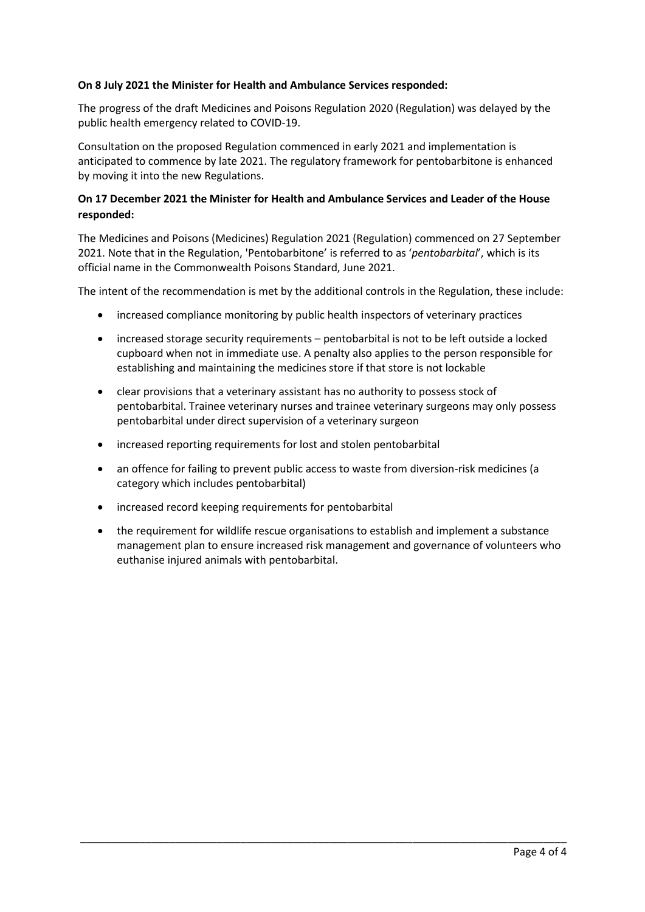**On 8 July 2021 the Minister for Health and Ambulance Services responded:**

The progress of the draft Medicines and Poisons Regulation 2020 (Regulation) was delayed by the public health emergency related to COVID-19.

Consultation on the proposed Regulation commenced in early 2021 and implementation is anticipated to commence by late 2021. The regulatory framework for pentobarbitone is enhanced by moving it into the new Regulations.

**On 17 December 2021 the Minister for Health and Ambulance Services and Leader of the House responded:**

The Medicines and Poisons (Medicines) Regulation 2021 (Regulation) commenced on 27 September 2021. Note that in the Regulation, 'Pentobarbitone' is referred to as '*pentobarbital*', which is its official name in the Commonwealth Poisons Standard, June 2021.

The intent of the recommendation is met by the additional controls in the Regulation, these include:

- increased compliance monitoring by public health inspectors of veterinary practices
- increased storage security requirements – pentobarbital is not to be left outside a locked cupboard when not in immediate use. A penalty also applies to the person responsible for establishing and maintaining the medicines store if that store is not lockable
- clear provisions that a veterinary assistant has no authority to possess stock of pentobarbital. Trainee veterinary nurses and trainee veterinary surgeons may only possess pentobarbital under direct supervision of a veterinary surgeon
- increased reporting requirements for lost and stolen pentobarbital
- an offence for failing to prevent public access to waste from diversion-risk medicines (a category which includes pentobarbital)
- increased record keeping requirements for pentobarbital
- the requirement for wildlife rescue organisations to establish and implement a substance management plan to ensure increased risk management and governance of volunteers who euthanise injured animals with pentobarbital.